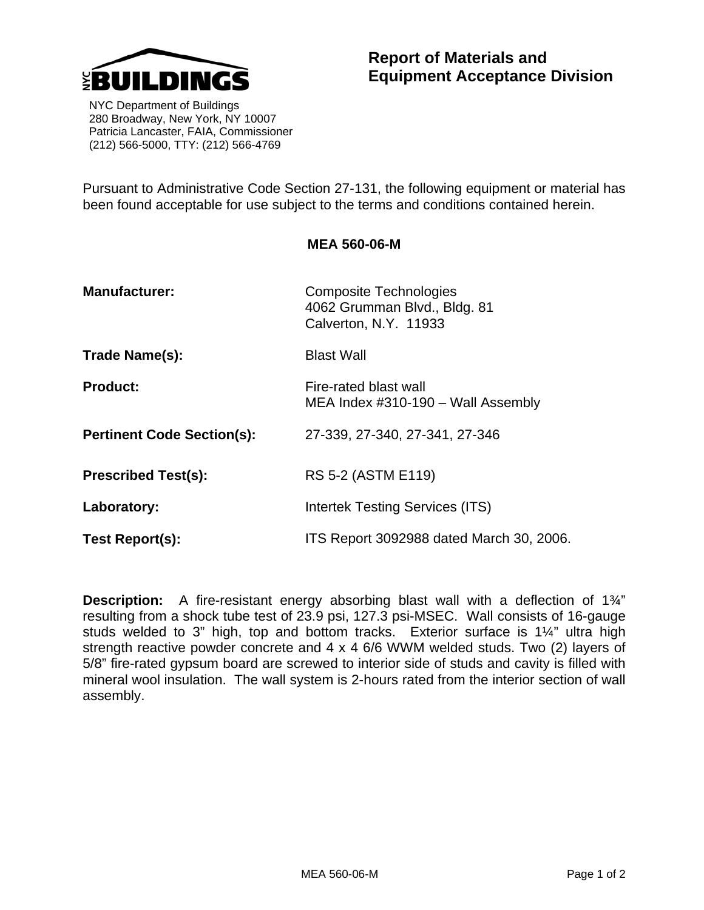**NYC BUILDINGS**

NYC Department of Buildings
280 Broadway, New York, NY 10007
Patricia Lancaster, FAIA, Commissioner
(212) 566-5000, TTY: (212) 566-4769

# Report of Materials and Equipment Acceptance Division

Pursuant to Administrative Code Section 27-131, the following equipment or material has been found acceptable for use subject to the terms and conditions contained herein.

## MEA 560-06-M

**Manufacturer:** Composite Technologies
4062 Grumman Blvd., Bldg. 81
Calverton, N.Y. 11933

**Trade Name(s):** Blast Wall

**Product:** Fire-rated blast wall
MEA Index #310-190 – Wall Assembly

**Pertinent Code Section(s):** 27-339, 27-340, 27-341, 27-346

**Prescribed Test(s):** RS 5-2 (ASTM E119)

**Laboratory:** Intertek Testing Services (ITS)

**Test Report(s):** ITS Report 3092988 dated March 30, 2006.

**Description:** A fire-resistant energy absorbing blast wall with a deflection of 1¾" resulting from a shock tube test of 23.9 psi, 127.3 psi-MSEC. Wall consists of 16-gauge studs welded to 3" high, top and bottom tracks. Exterior surface is 1¼" ultra high strength reactive powder concrete and 4 x 4 6/6 WWM welded studs. Two (2) layers of 5/8" fire-rated gypsum board are screwed to interior side of studs and cavity is filled with mineral wool insulation. The wall system is 2-hours rated from the interior section of wall assembly.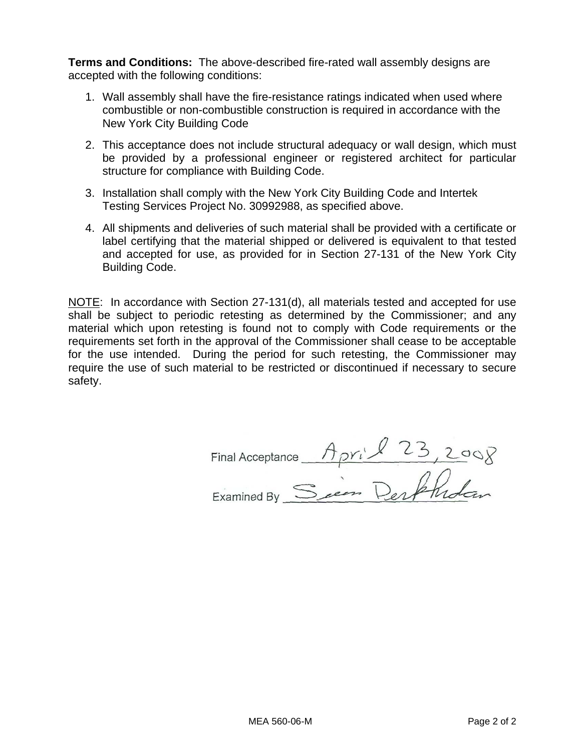**Terms and Conditions:** The above-described fire-rated wall assembly designs are accepted with the following conditions:

1. Wall assembly shall have the fire-resistance ratings indicated when used where combustible or non-combustible construction is required in accordance with the New York City Building Code
2. This acceptance does not include structural adequacy or wall design, which must be provided by a professional engineer or registered architect for particular structure for compliance with Building Code.
3. Installation shall comply with the New York City Building Code and Intertek Testing Services Project No. 30992988, as specified above.
4. All shipments and deliveries of such material shall be provided with a certificate or label certifying that the material shipped or delivered is equivalent to that tested and accepted for use, as provided for in Section 27-131 of the New York City Building Code.

NOTE: In accordance with Section 27-131(d), all materials tested and accepted for use shall be subject to periodic retesting as determined by the Commissioner; and any material which upon retesting is found not to comply with Code requirements or the requirements set forth in the approval of the Commissioner shall cease to be acceptable for the use intended. During the period for such retesting, the Commissioner may require the use of such material to be restricted or discontinued if necessary to secure safety.

Final Acceptance April 23, 2008

Examined By Sean Derkhdan

MEA 560-06-M